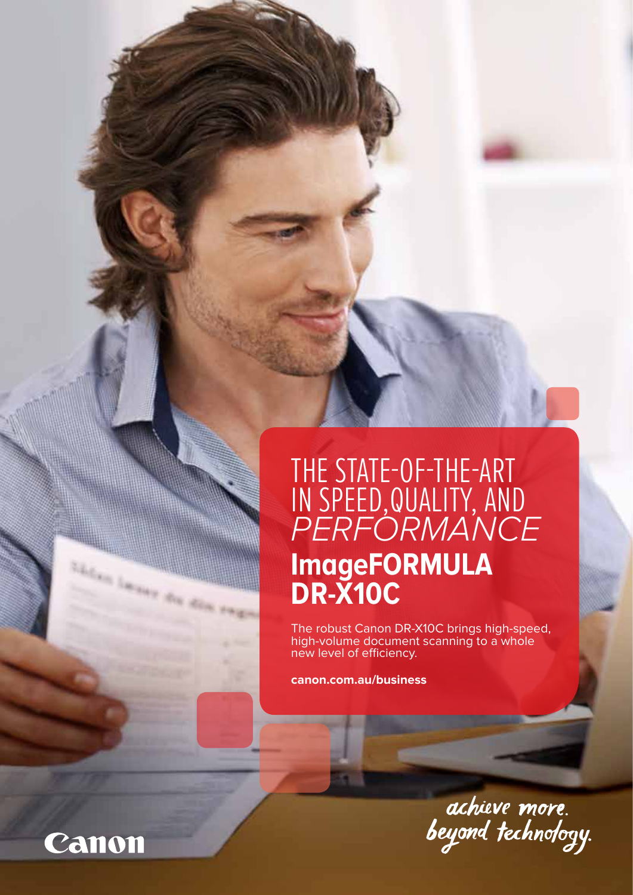# THE STATE-OF-THE-ART IN SPEED, QUALITY, AND *PERFORMANCE*

## ImageFORMULA DR-X10C

The robust Canon DR-X10C brings high-speed, high-volume document scanning to a whole new level of efficiency.

**canon.com.au/business**

Canon

achieve more.
beyond technology.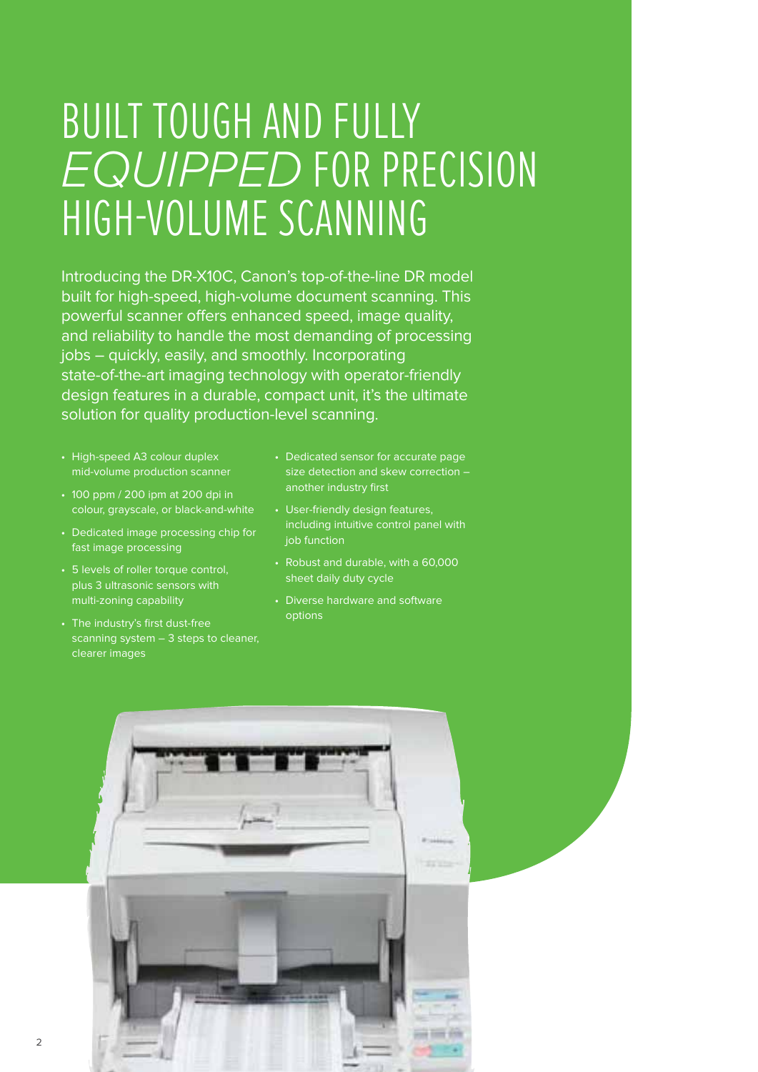# BUILT TOUGH AND FULLY *EQUIPPED* FOR PRECISION HIGH-VOLUME SCANNING

Introducing the DR-X10C, Canon's top-of-the-line DR model built for high-speed, high-volume document scanning. This powerful scanner offers enhanced speed, image quality, and reliability to handle the most demanding of processing jobs – quickly, easily, and smoothly. Incorporating state-of-the-art imaging technology with operator-friendly design features in a durable, compact unit, it's the ultimate solution for quality production-level scanning.

- High-speed A3 colour duplex mid-volume production scanner
- 100 ppm / 200 ipm at 200 dpi in colour, grayscale, or black-and-white
- Dedicated image processing chip for fast image processing
- 5 levels of roller torque control, plus 3 ultrasonic sensors with multi-zoning capability
- The industry's first dust-free scanning system – 3 steps to cleaner, clearer images
- Dedicated sensor for accurate page size detection and skew correction – another industry first
- User-friendly design features, including intuitive control panel with job function
- Robust and durable, with a 60,000 sheet daily duty cycle
- Diverse hardware and software options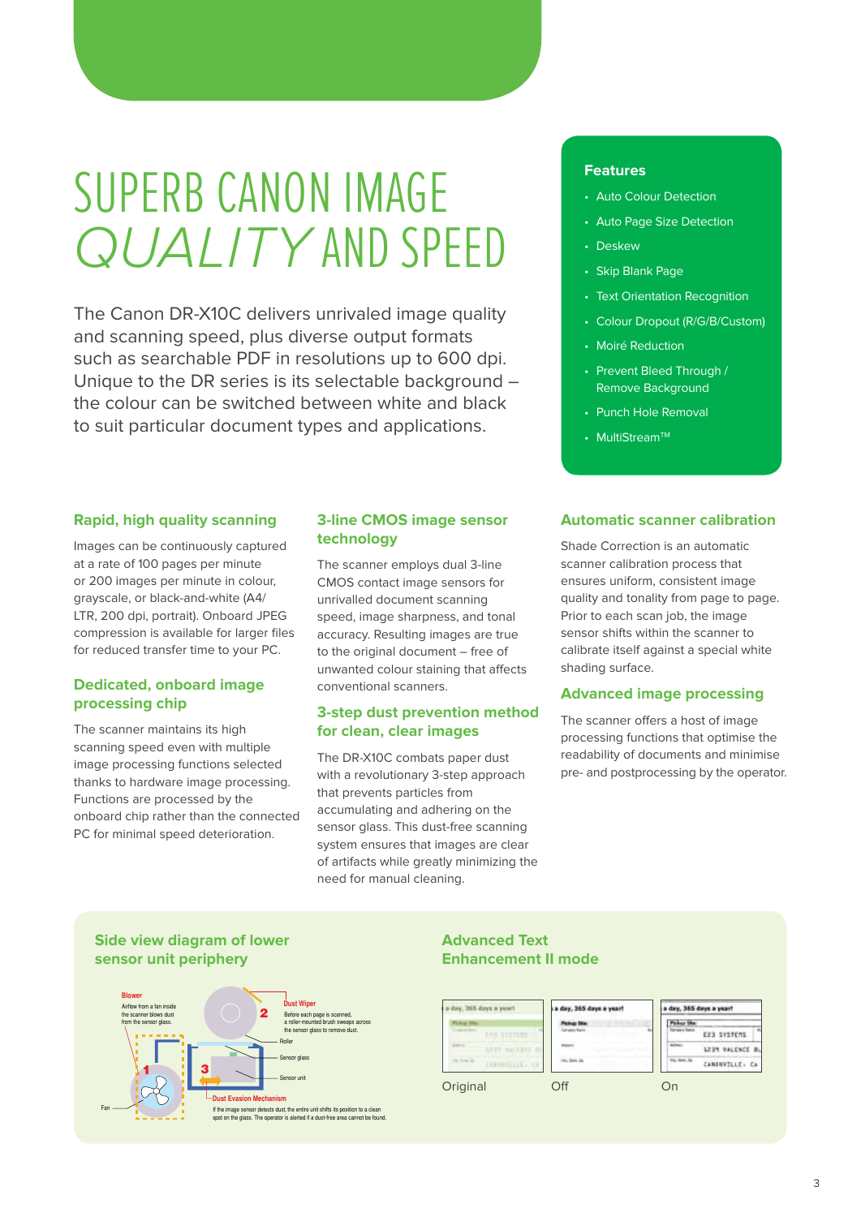# SUPERB CANON IMAGE *QUALITY* AND SPEED

The Canon DR-X10C delivers unrivaled image quality and scanning speed, plus diverse output formats such as searchable PDF in resolutions up to 600 dpi. Unique to the DR series is its selectable background – the colour can be switched between white and black to suit particular document types and applications.

### Features

- Auto Colour Detection
- Auto Page Size Detection
- Deskew
- Skip Blank Page
- Text Orientation Recognition
- Colour Dropout (R/G/B/Custom)
- Moiré Reduction
- Prevent Bleed Through / Remove Background
- Punch Hole Removal
- MultiStream™

### Rapid, high quality scanning

Images can be continuously captured at a rate of 100 pages per minute or 200 images per minute in colour, grayscale, or black-and-white (A4/LTR, 200 dpi, portrait). Onboard JPEG compression is available for larger files for reduced transfer time to your PC.

### Dedicated, onboard image processing chip

The scanner maintains its high scanning speed even with multiple image processing functions selected thanks to hardware image processing. Functions are processed by the onboard chip rather than the connected PC for minimal speed deterioration.

### 3-line CMOS image sensor technology

The scanner employs dual 3-line CMOS contact image sensors for unrivalled document scanning speed, image sharpness, and tonal accuracy. Resulting images are true to the original document – free of unwanted colour staining that affects conventional scanners.

### 3-step dust prevention method for clean, clear images

The DR-X10C combats paper dust with a revolutionary 3-step approach that prevents particles from accumulating and adhering on the sensor glass. This dust-free scanning system ensures that images are clear of artifacts while greatly minimizing the need for manual cleaning.

### Automatic scanner calibration

Shade Correction is an automatic scanner calibration process that ensures uniform, consistent image quality and tonality from page to page. Prior to each scan job, the image sensor shifts within the scanner to calibrate itself against a special white shading surface.

### Advanced image processing

The scanner offers a host of image processing functions that optimise the readability of documents and minimise pre- and postprocessing by the operator.

### Side view diagram of lower sensor unit periphery

Blower
Airflow from a fan inside the scanner blows dust from the sensor glass.

Dust Wiper
Before each page is scanned, a roller-mounted brush sweeps across the sensor glass to remove dust.

Roller

Sensor glass

Sensor unit

Fan

Dust Evasion Mechanism
If the image sensor detects dust, the entire unit shifts its position to a clean spot on the glass. The operator is alerted if a dust-free area cannot be found.

### Advanced Text Enhancement II mode

Original

Off

On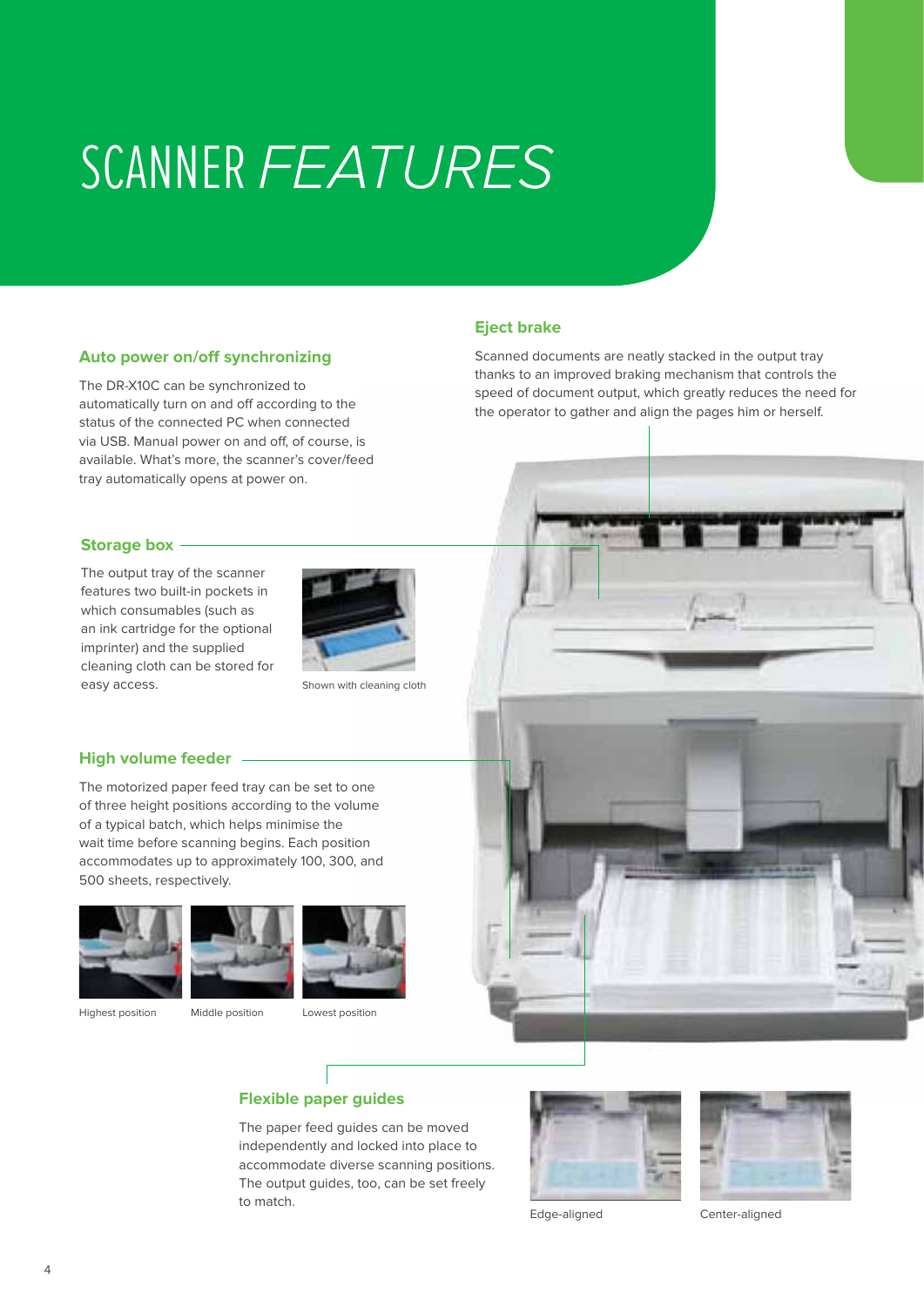# SCANNER *FEATURES*

## Auto power on/off synchronizing

The DR-X10C can be synchronized to automatically turn on and off according to the status of the connected PC when connected via USB. Manual power on and off, of course, is available. What's more, the scanner's cover/feed tray automatically opens at power on.

## Eject brake

Scanned documents are neatly stacked in the output tray thanks to an improved braking mechanism that controls the speed of document output, which greatly reduces the need for the operator to gather and align the pages him or herself.

## Storage box

The output tray of the scanner features two built-in pockets in which consumables (such as an ink cartridge for the optional imprinter) and the supplied cleaning cloth can be stored for easy access.

Shown with cleaning cloth

## High volume feeder

The motorized paper feed tray can be set to one of three height positions according to the volume of a typical batch, which helps minimise the wait time before scanning begins. Each position accommodates up to approximately 100, 300, and 500 sheets, respectively.

Highest position

Middle position

Lowest position

## Flexible paper guides

The paper feed guides can be moved independently and locked into place to accommodate diverse scanning positions. The output guides, too, can be set freely to match.

Edge-aligned

Center-aligned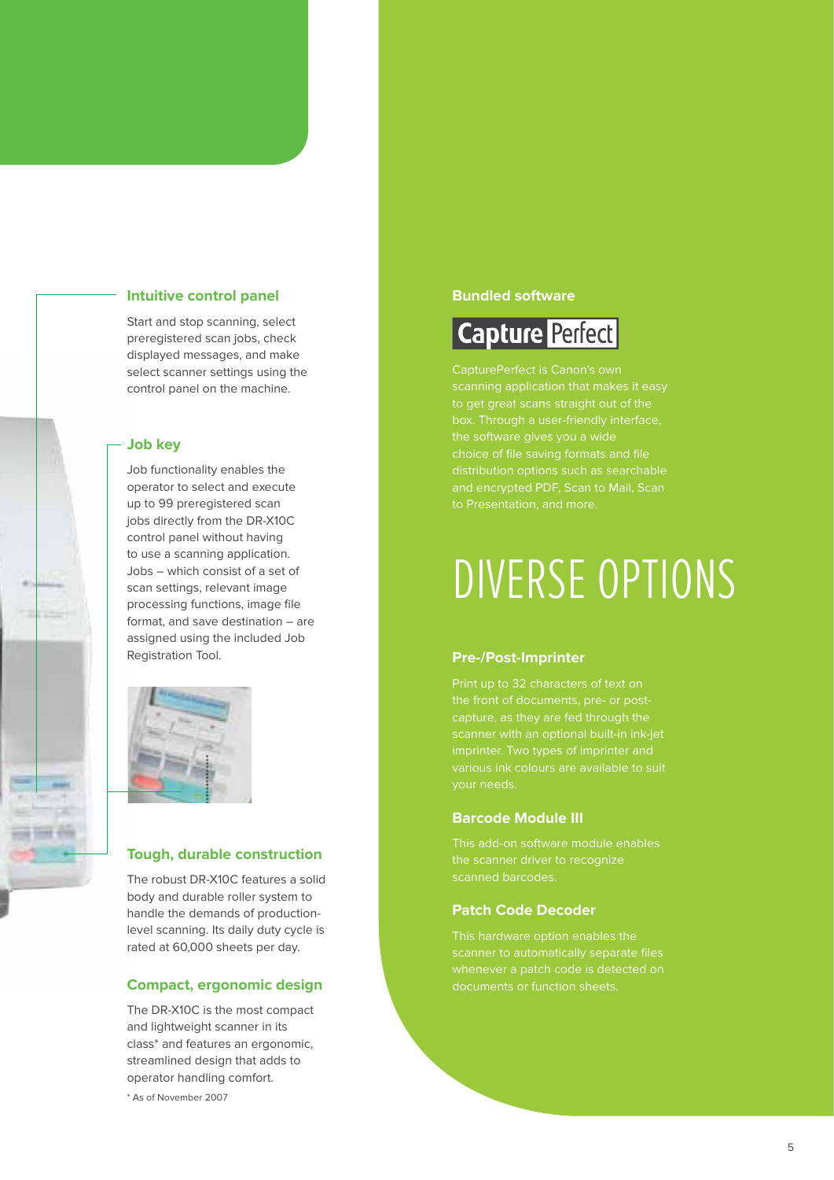### Intuitive control panel

Start and stop scanning, select preregistered scan jobs, check displayed messages, and make select scanner settings using the control panel on the machine.

### Job key

Job functionality enables the operator to select and execute up to 99 preregistered scan jobs directly from the DR-X10C control panel without having to use a scanning application. Jobs – which consist of a set of scan settings, relevant image processing functions, image file format, and save destination – are assigned using the included Job Registration Tool.

### Tough, durable construction

The robust DR-X10C features a solid body and durable roller system to handle the demands of production-level scanning. Its daily duty cycle is rated at 60,000 sheets per day.

### Compact, ergonomic design

The DR-X10C is the most compact and lightweight scanner in its class* and features an ergonomic, streamlined design that adds to operator handling comfort.

* As of November 2007

### Bundled software

Capture Perfect

CapturePerfect is Canon's own scanning application that makes it easy to get great scans straight out of the box. Through a user-friendly interface, the software gives you a wide choice of file saving formats and file distribution options such as searchable and encrypted PDF, Scan to Mail, Scan to Presentation, and more.

## DIVERSE OPTIONS

### Pre-/Post-Imprinter

Print up to 32 characters of text on the front of documents, pre- or post-capture, as they are fed through the scanner with an optional built-in ink-jet imprinter. Two types of imprinter and various ink colours are available to suit your needs.

### Barcode Module III

This add-on software module enables the scanner driver to recognize scanned barcodes.

### Patch Code Decoder

This hardware option enables the scanner to automatically separate files whenever a patch code is detected on documents or function sheets.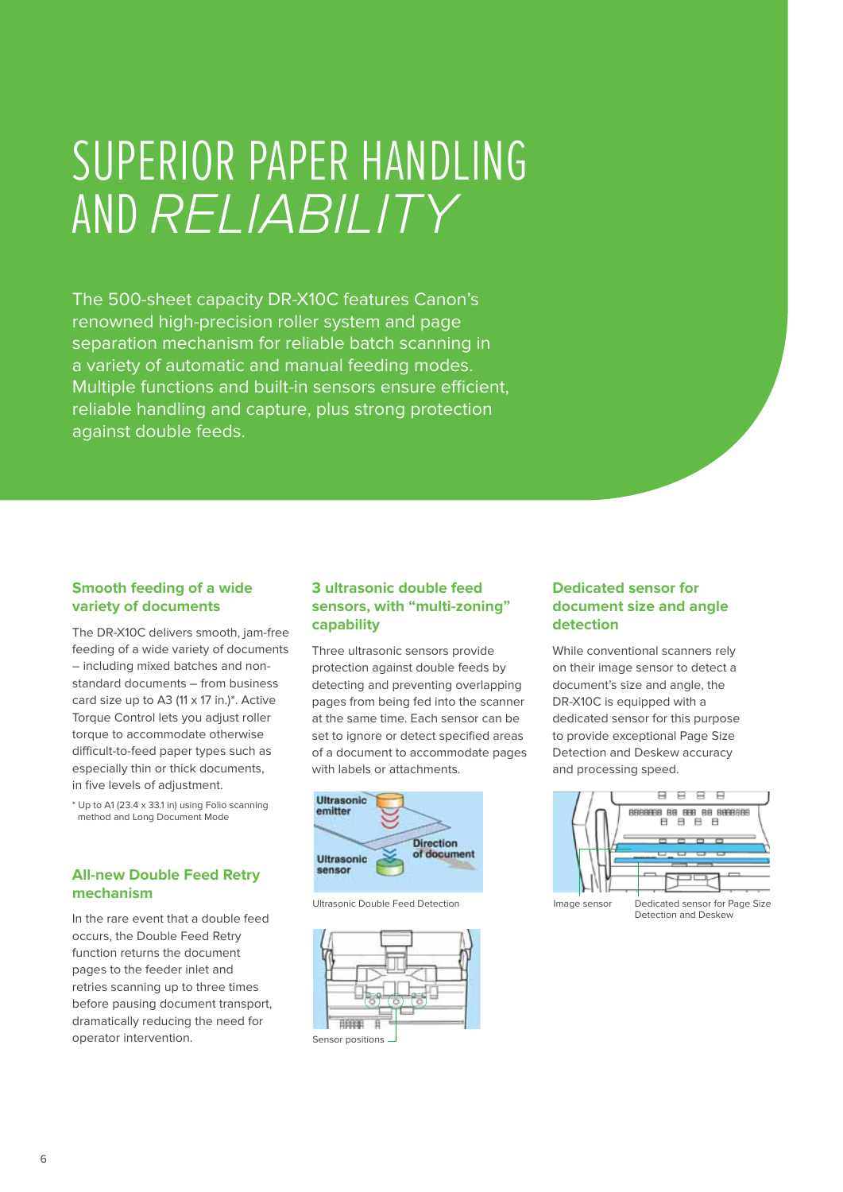# SUPERIOR PAPER HANDLING AND *RELIABILITY*

The 500-sheet capacity DR-X10C features Canon's renowned high-precision roller system and page separation mechanism for reliable batch scanning in a variety of automatic and manual feeding modes. Multiple functions and built-in sensors ensure efficient, reliable handling and capture, plus strong protection against double feeds.

### Smooth feeding of a wide variety of documents

The DR-X10C delivers smooth, jam-free feeding of a wide variety of documents – including mixed batches and non-standard documents – from business card size up to A3 (11 x 17 in.)*. Active Torque Control lets you adjust roller torque to accommodate otherwise difficult-to-feed paper types such as especially thin or thick documents, in five levels of adjustment.

\* Up to A1 (23.4 x 33.1 in) using Folio scanning method and Long Document Mode

### All-new Double Feed Retry mechanism

In the rare event that a double feed occurs, the Double Feed Retry function returns the document pages to the feeder inlet and retries scanning up to three times before pausing document transport, dramatically reducing the need for operator intervention.

### 3 ultrasonic double feed sensors, with "multi-zoning" capability

Three ultrasonic sensors provide protection against double feeds by detecting and preventing overlapping pages from being fed into the scanner at the same time. Each sensor can be set to ignore or detect specified areas of a document to accommodate pages with labels or attachments.

Ultrasonic emitter

Ultrasonic sensor

Direction of document

Ultrasonic Double Feed Detection

Sensor positions

### Dedicated sensor for document size and angle detection

While conventional scanners rely on their image sensor to detect a document's size and angle, the DR-X10C is equipped with a dedicated sensor for this purpose to provide exceptional Page Size Detection and Deskew accuracy and processing speed.

Image sensor

Dedicated sensor for Page Size Detection and Deskew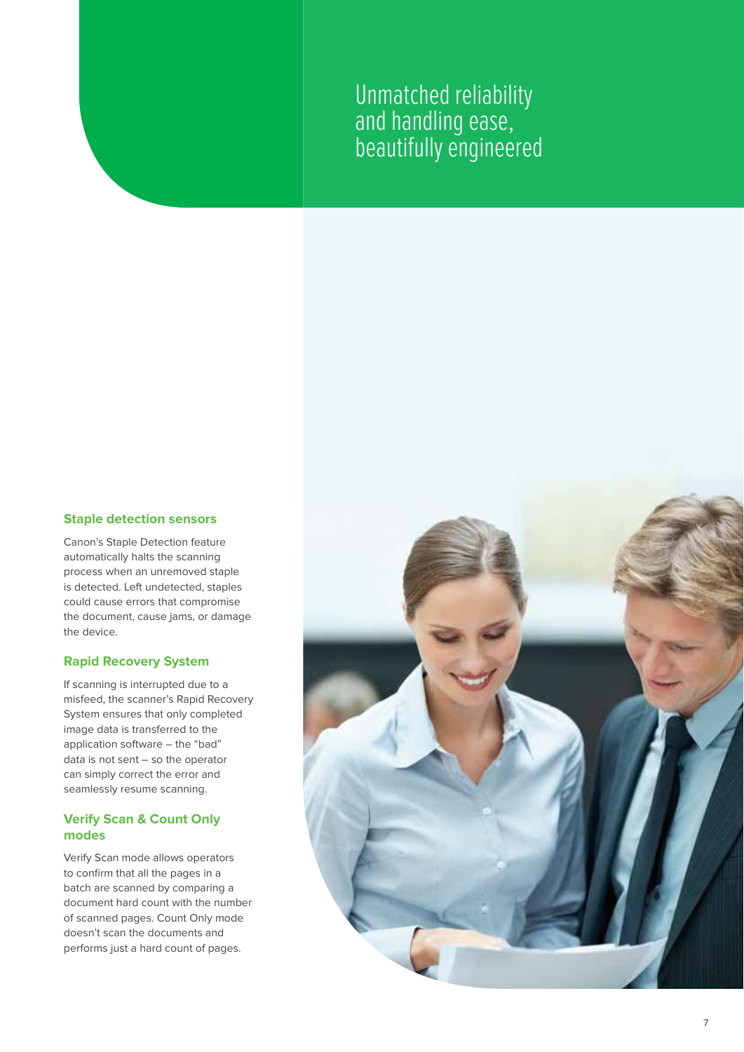# Unmatched reliability and handling ease, beautifully engineered

### Staple detection sensors

Canon's Staple Detection feature automatically halts the scanning process when an unremoved staple is detected. Left undetected, staples could cause errors that compromise the document, cause jams, or damage the device.

### Rapid Recovery System

If scanning is interrupted due to a misfeed, the scanner's Rapid Recovery System ensures that only completed image data is transferred to the application software – the "bad" data is not sent – so the operator can simply correct the error and seamlessly resume scanning.

### Verify Scan & Count Only modes

Verify Scan mode allows operators to confirm that all the pages in a batch are scanned by comparing a document hard count with the number of scanned pages. Count Only mode doesn't scan the documents and performs just a hard count of pages.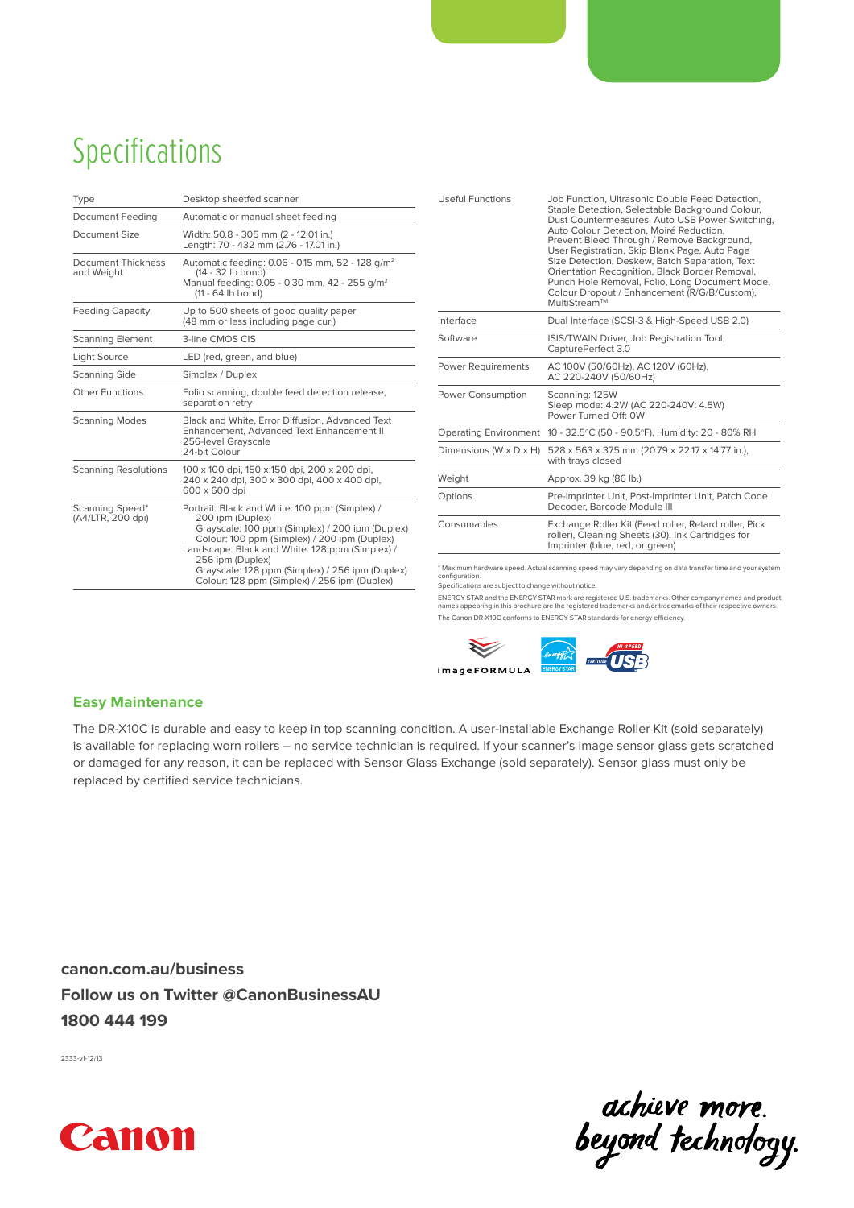# Specifications

| | |
|---|---|
| Type | Desktop sheetfed scanner |
| Document Feeding | Automatic or manual sheet feeding |
| Document Size | Width: 50.8 - 305 mm (2 - 12.01 in.)<br>Length: 70 - 432 mm (2.76 - 17.01 in.) |
| Document Thickness and Weight | Automatic feeding: 0.06 - 0.15 mm, 52 - 128 g/m²<br>(14 - 32 lb bond)<br>Manual feeding: 0.05 - 0.30 mm, 42 - 255 g/m²<br>(11 - 64 lb bond) |
| Feeding Capacity | Up to 500 sheets of good quality paper<br>(48 mm or less including page curl) |
| Scanning Element | 3-line CMOS CIS |
| Light Source | LED (red, green, and blue) |
| Scanning Side | Simplex / Duplex |
| Other Functions | Folio scanning, double feed detection release, separation retry |
| Scanning Modes | Black and White, Error Diffusion, Advanced Text Enhancement, Advanced Text Enhancement II<br>256-level Grayscale<br>24-bit Colour |
| Scanning Resolutions | 100 x 100 dpi, 150 x 150 dpi, 200 x 200 dpi, 240 x 240 dpi, 300 x 300 dpi, 400 x 400 dpi, 600 x 600 dpi |
| Scanning Speed* (A4/LTR, 200 dpi) | Portrait: Black and White: 100 ppm (Simplex) / 200 ipm (Duplex)<br>Grayscale: 100 ppm (Simplex) / 200 ipm (Duplex)<br>Colour: 100 ppm (Simplex) / 200 ipm (Duplex)<br>Landscape: Black and White: 128 ppm (Simplex) / 256 ipm (Duplex)<br>Grayscale: 128 ppm (Simplex) / 256 ipm (Duplex)<br>Colour: 128 ppm (Simplex) / 256 ipm (Duplex) |
| Useful Functions | Job Function, Ultrasonic Double Feed Detection, Staple Detection, Selectable Background Colour, Dust Countermeasures, Auto USB Power Switching, Auto Colour Detection, Moiré Reduction, Prevent Bleed Through / Remove Background, User Registration, Skip Blank Page, Auto Page Size Detection, Deskew, Batch Separation, Text Orientation Recognition, Black Border Removal, Punch Hole Removal, Folio, Long Document Mode, Colour Dropout / Enhancement (R/G/B/Custom), MultiStream™ |
| Interface | Dual Interface (SCSI-3 & High-Speed USB 2.0) |
| Software | ISIS/TWAIN Driver, Job Registration Tool, CapturePerfect 3.0 |
| Power Requirements | AC 100V (50/60Hz), AC 120V (60Hz), AC 220-240V (50/60Hz) |
| Power Consumption | Scanning: 125W<br>Sleep mode: 4.2W (AC 220-240V: 4.5W)<br>Power Turned Off: 0W |
| Operating Environment | 10 - 32.5°C (50 - 90.5°F), Humidity: 20 - 80% RH |
| Dimensions (W x D x H) | 528 x 563 x 375 mm (20.79 x 22.17 x 14.77 in.), with trays closed |
| Weight | Approx. 39 kg (86 lb.) |
| Options | Pre-Imprinter Unit, Post-Imprinter Unit, Patch Code Decoder, Barcode Module III |
| Consumables | Exchange Roller Kit (Feed roller, Retard roller, Pick roller), Cleaning Sheets (30), Ink Cartridges for Imprinter (blue, red, or green) |

\* Maximum hardware speed. Actual scanning speed may vary depending on data transfer time and your system configuration.

Specifications are subject to change without notice.

ENERGY STAR and the ENERGY STAR mark are registered U.S. trademarks. Other company names and product names appearing in this brochure are the registered trademarks and/or trademarks of their respective owners.

The Canon DR-X10C conforms to ENERGY STAR standards for energy efficiency.

imageFORMULA

## Easy Maintenance

The DR-X10C is durable and easy to keep in top scanning condition. A user-installable Exchange Roller Kit (sold separately) is available for replacing worn rollers – no service technician is required. If your scanner's image sensor glass gets scratched or damaged for any reason, it can be replaced with Sensor Glass Exchange (sold separately). Sensor glass must only be replaced by certified service technicians.

**canon.com.au/business**

**Follow us on Twitter @CanonBusinessAU**

**1800 444 199**

2333-v1-12/13

Canon

achieve more. beyond technology.